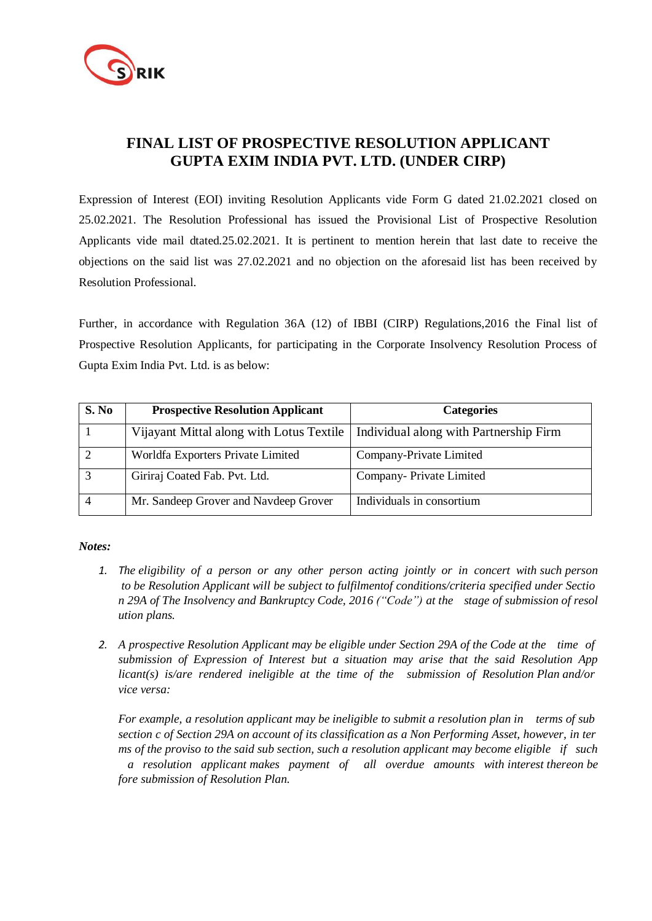# FINAL LIST OF PROSPECTIVE RESOLUTION APPLICANT GUPTA EXIM INDIA PVT. LTD. (UNDER CIRP)

Expression of Interest (EOI) inviting Resolution Applicants vide Form G dated 21.02.2021 closed on 25.02.2021. The Resolution Professional has issued the Provisional List of Prospective Resolution Applicants vide mail dtated.25.02.2021. It is pertinent to mention herein that last date to receive the objections on the said list was 27.02.2021 and no objection on the aforesaid list has been received by Resolution Professional.

Further, in accordance with Regulation 36A (12) of IBBI (CIRP) Regulations,2016 the Final list of Prospective Resolution Applicants, for participating in the Corporate Insolvency Resolution Process of Gupta Exim India Pvt. Ltd. is as below:

| S. No | Prospective Resolution Applicant | Categories |
|---|---|---|
| 1 | Vijayant Mittal along with Lotus Textile | Individual along with Partnership Firm |
| 2 | Worldfa Exporters Private Limited | Company-Private Limited |
| 3 | Giriraj Coated Fab. Pvt. Ltd. | Company- Private Limited |
| 4 | Mr. Sandeep Grover and Navdeep Grover | Individuals in consortium |

***Notes:***

1. *The eligibility of a person or any other person acting jointly or in concert with such person to be Resolution Applicant will be subject to fulfilmentof conditions/criteria specified under Section 29A of The Insolvency and Bankruptcy Code, 2016 ("Code") at the stage of submission of resolution plans.*

2. *A prospective Resolution Applicant may be eligible under Section 29A of the Code at the time of submission of Expression of Interest but a situation may arise that the said Resolution Applicant(s) is/are rendered ineligible at the time of the submission of Resolution Plan and/or vice versa:*

   *For example, a resolution applicant may be ineligible to submit a resolution plan in terms of sub section c of Section 29A on account of its classification as a Non Performing Asset, however, in terms of the proviso to the said sub section, such a resolution applicant may become eligible if such a resolution applicant makes payment of all overdue amounts with interest thereon before submission of Resolution Plan.*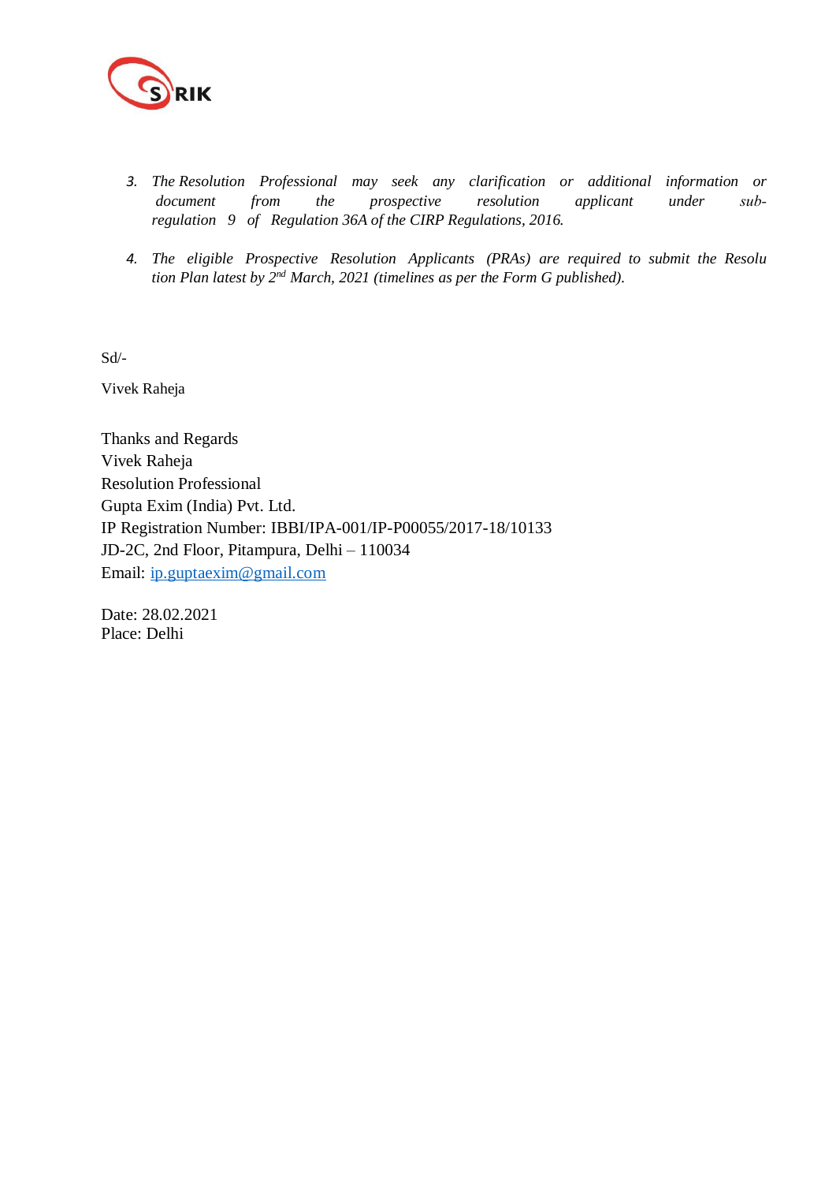3. *The Resolution Professional may seek any clarification or additional information or document from the prospective resolution applicant under sub-regulation 9 of Regulation 36A of the CIRP Regulations, 2016.*

4. *The eligible Prospective Resolution Applicants (PRAs) are required to submit the Resolution Plan latest by 2nd March, 2021 (timelines as per the Form G published).*

Sd/-

Vivek Raheja

Thanks and Regards
Vivek Raheja
Resolution Professional
Gupta Exim (India) Pvt. Ltd.
IP Registration Number: IBBI/IPA-001/IP-P00055/2017-18/10133
JD-2C, 2nd Floor, Pitampura, Delhi – 110034
Email: ip.guptaexim@gmail.com

Date: 28.02.2021
Place: Delhi